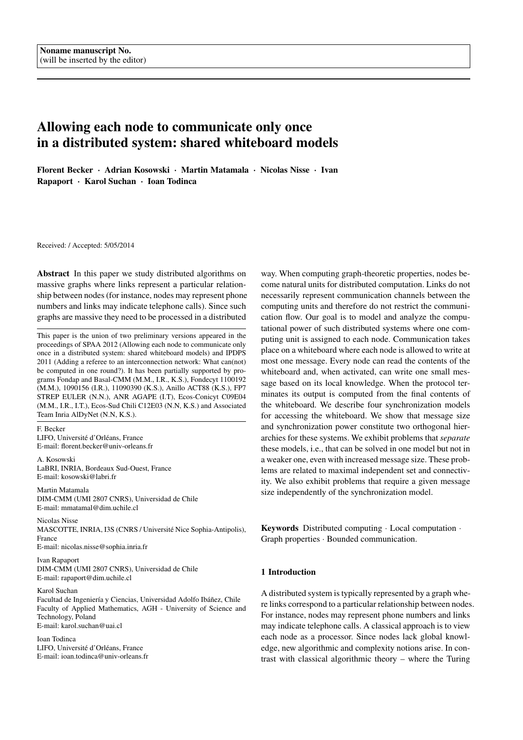Noname manuscript No.
(will be inserted by the editor)

# Allowing each node to communicate only once in a distributed system: shared whiteboard models

**Florent Becker · Adrian Kosowski · Martin Matamala · Nicolas Nisse · Ivan Rapaport · Karol Suchan · Ioan Todinca**

Received: / Accepted: 5/05/2014

**Abstract** In this paper we study distributed algorithms on massive graphs where links represent a particular relationship between nodes (for instance, nodes may represent phone numbers and links may indicate telephone calls). Since such graphs are massive they need to be processed in a distributed way. When computing graph-theoretic properties, nodes become natural units for distributed computation. Links do not necessarily represent communication channels between the computing units and therefore do not restrict the communication flow. Our goal is to model and analyze the computational power of such distributed systems where one computing unit is assigned to each node. Communication takes place on a whiteboard where each node is allowed to write at most one message. Every node can read the contents of the whiteboard and, when activated, can write one small message based on its local knowledge. When the protocol terminates its output is computed from the final contents of the whiteboard. We describe four synchronization models for accessing the whiteboard. We show that message size and synchronization power constitute two orthogonal hierarchies for these systems. We exhibit problems that *separate* these models, i.e., that can be solved in one model but not in a weaker one, even with increased message size. These problems are related to maximal independent set and connectivity. We also exhibit problems that require a given message size independently of the synchronization model.

This paper is the union of two preliminary versions appeared in the proceedings of SPAA 2012 (Allowing each node to communicate only once in a distributed system: shared whiteboard models) and IPDPS 2011 (Adding a referee to an interconnection network: What can(not) be computed in one round?). It has been partially supported by programs Fondap and Basal-CMM (M.M., I.R., K.S.), Fondecyt 1100192 (M.M.), 1090156 (I.R.), 11090390 (K.S.), Anillo ACT88 (K.S.), FP7 STREP EULER (N.N.), ANR AGAPE (I.T), Ecos-Conicyt C09E04 (M.M., I.R., I.T.), Ecos-Sud Chili C12E03 (N.N, K.S.) and Associated Team Inria AlDyNet (N.N, K.S.).

F. Becker
LIFO, Université d'Orléans, France
E-mail: florent.becker@univ-orleans.fr

A. Kosowski
LaBRI, INRIA, Bordeaux Sud-Ouest, France
E-mail: kosowski@labri.fr

Martin Matamala
DIM-CMM (UMI 2807 CNRS), Universidad de Chile
E-mail: mmatamal@dim.uchile.cl

Nicolas Nisse
MASCOTTE, INRIA, I3S (CNRS / Université Nice Sophia-Antipolis), France
E-mail: nicolas.nisse@sophia.inria.fr

Ivan Rapaport
DIM-CMM (UMI 2807 CNRS), Universidad de Chile
E-mail: rapaport@dim.uchile.cl

Karol Suchan
Facultad de Ingeniería y Ciencias, Universidad Adolfo Ibáñez, Chile
Faculty of Applied Mathematics, AGH - University of Science and Technology, Poland
E-mail: karol.suchan@uai.cl

Ioan Todinca
LIFO, Université d'Orléans, France
E-mail: ioan.todinca@univ-orleans.fr

**Keywords** Distributed computing · Local computation · Graph properties · Bounded communication.

## 1 Introduction

A distributed system is typically represented by a graph where links correspond to a particular relationship between nodes. For instance, nodes may represent phone numbers and links may indicate telephone calls. A classical approach is to view each node as a processor. Since nodes lack global knowledge, new algorithmic and complexity notions arise. In contrast with classical algorithmic theory – where the Turing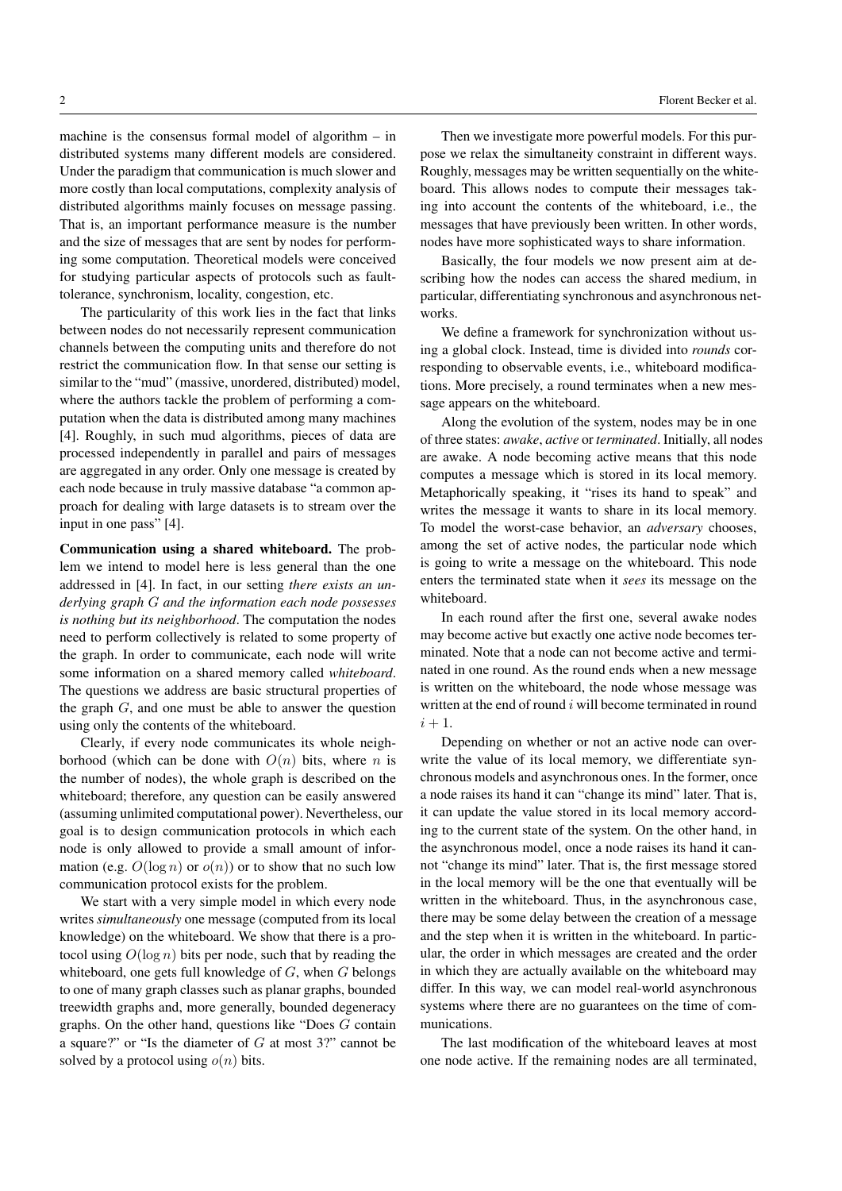machine is the consensus formal model of algorithm – in distributed systems many different models are considered. Under the paradigm that communication is much slower and more costly than local computations, complexity analysis of distributed algorithms mainly focuses on message passing. That is, an important performance measure is the number and the size of messages that are sent by nodes for performing some computation. Theoretical models were conceived for studying particular aspects of protocols such as fault-tolerance, synchronism, locality, congestion, etc.

The particularity of this work lies in the fact that links between nodes do not necessarily represent communication channels between the computing units and therefore do not restrict the communication flow. In that sense our setting is similar to the "mud" (massive, unordered, distributed) model, where the authors tackle the problem of performing a computation when the data is distributed among many machines [4]. Roughly, in such mud algorithms, pieces of data are processed independently in parallel and pairs of messages are aggregated in any order. Only one message is created by each node because in truly massive database "a common approach for dealing with large datasets is to stream over the input in one pass" [4].

**Communication using a shared whiteboard.** The problem we intend to model here is less general than the one addressed in [4]. In fact, in our setting *there exists an underlying graph $G$ and the information each node possesses is nothing but its neighborhood*. The computation the nodes need to perform collectively is related to some property of the graph. In order to communicate, each node will write some information on a shared memory called *whiteboard*. The questions we address are basic structural properties of the graph $G$, and one must be able to answer the question using only the contents of the whiteboard.

Clearly, if every node communicates its whole neighborhood (which can be done with $O(n)$ bits, where $n$ is the number of nodes), the whole graph is described on the whiteboard; therefore, any question can be easily answered (assuming unlimited computational power). Nevertheless, our goal is to design communication protocols in which each node is only allowed to provide a small amount of information (e.g. $O(\log n)$ or $o(n)$) or to show that no such low communication protocol exists for the problem.

We start with a very simple model in which every node writes *simultaneously* one message (computed from its local knowledge) on the whiteboard. We show that there is a protocol using $O(\log n)$ bits per node, such that by reading the whiteboard, one gets full knowledge of $G$, when $G$ belongs to one of many graph classes such as planar graphs, bounded treewidth graphs and, more generally, bounded degeneracy graphs. On the other hand, questions like "Does $G$ contain a square?" or "Is the diameter of $G$ at most 3?" cannot be solved by a protocol using $o(n)$ bits.

Then we investigate more powerful models. For this purpose we relax the simultaneity constraint in different ways. Roughly, messages may be written sequentially on the whiteboard. This allows nodes to compute their messages taking into account the contents of the whiteboard, i.e., the messages that have previously been written. In other words, nodes have more sophisticated ways to share information.

Basically, the four models we now present aim at describing how the nodes can access the shared medium, in particular, differentiating synchronous and asynchronous networks.

We define a framework for synchronization without using a global clock. Instead, time is divided into *rounds* corresponding to observable events, i.e., whiteboard modifications. More precisely, a round terminates when a new message appears on the whiteboard.

Along the evolution of the system, nodes may be in one of three states: *awake*, *active* or *terminated*. Initially, all nodes are awake. A node becoming active means that this node computes a message which is stored in its local memory. Metaphorically speaking, it "rises its hand to speak" and writes the message it wants to share in its local memory. To model the worst-case behavior, an *adversary* chooses, among the set of active nodes, the particular node which is going to write a message on the whiteboard. This node enters the terminated state when it *sees* its message on the whiteboard.

In each round after the first one, several awake nodes may become active but exactly one active node becomes terminated. Note that a node can not become active and terminated in one round. As the round ends when a new message is written on the whiteboard, the node whose message was written at the end of round $i$ will become terminated in round $i+1$.

Depending on whether or not an active node can overwrite the value of its local memory, we differentiate synchronous models and asynchronous ones. In the former, once a node raises its hand it can "change its mind" later. That is, it can update the value stored in its local memory according to the current state of the system. On the other hand, in the asynchronous model, once a node raises its hand it cannot "change its mind" later. That is, the first message stored in the local memory will be the one that eventually will be written in the whiteboard. Thus, in the asynchronous case, there may be some delay between the creation of a message and the step when it is written in the whiteboard. In particular, the order in which messages are created and the order in which they are actually available on the whiteboard may differ. In this way, we can model real-world asynchronous systems where there are no guarantees on the time of communications.

The last modification of the whiteboard leaves at most one node active. If the remaining nodes are all terminated,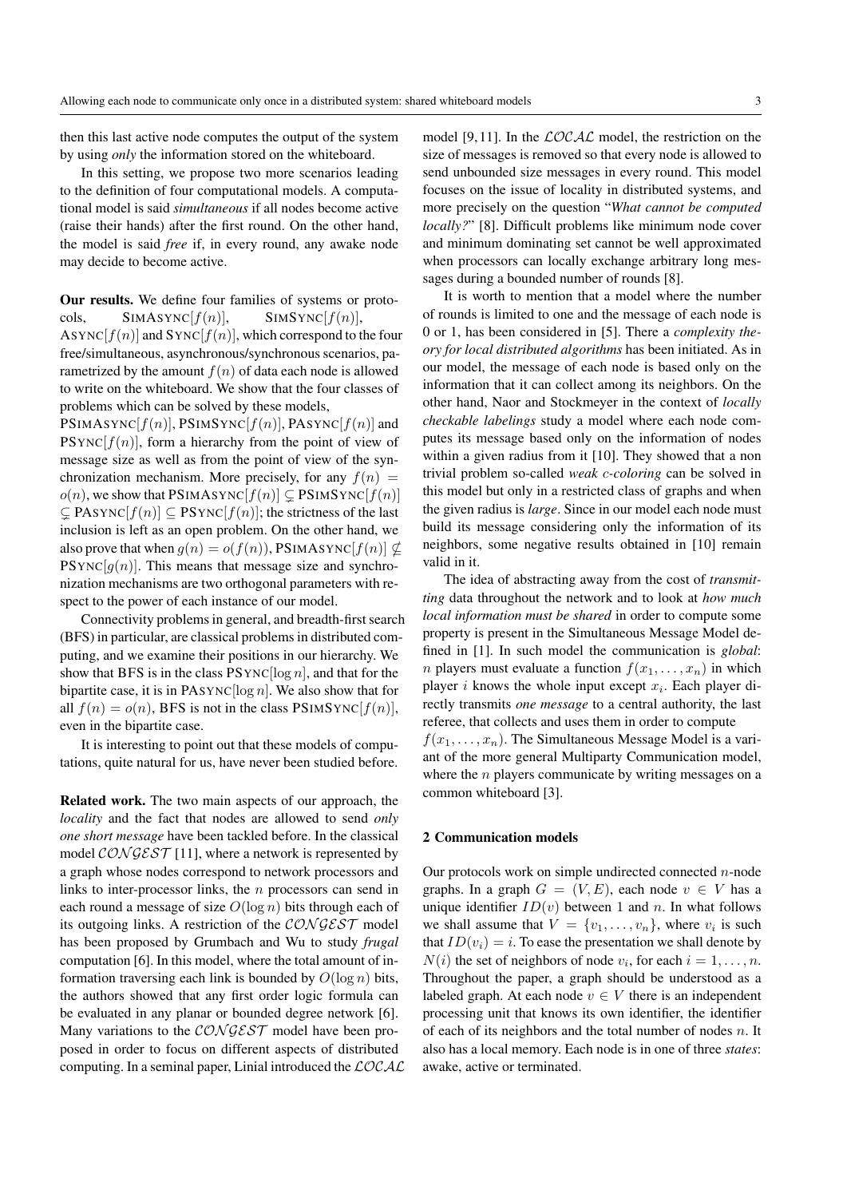then this last active node computes the output of the system by using *only* the information stored on the whiteboard.

In this setting, we propose two more scenarios leading to the definition of four computational models. A computational model is said *simultaneous* if all nodes become active (raise their hands) after the first round. On the other hand, the model is said *free* if, in every round, any awake node may decide to become active.

**Our results.** We define four families of systems or protocols, SIMASYNC$[f(n)]$, SIMSYNC$[f(n)]$, ASYNC$[f(n)]$ and SYNC$[f(n)]$, which correspond to the four free/simultaneous, asynchronous/synchronous scenarios, parametrized by the amount $f(n)$ of data each node is allowed to write on the whiteboard. We show that the four classes of problems which can be solved by these models, PSIMASYNC$[f(n)]$, PSIMSYNC$[f(n)]$, PASYNC$[f(n)]$ and PSYNC$[f(n)]$, form a hierarchy from the point of view of message size as well as from the point of view of the synchronization mechanism. More precisely, for any $f(n) = o(n)$, we show that PSIMASYNC$[f(n)] \subsetneq$ PSIMSYNC$[f(n)]$ $\subsetneq$ PASYNC$[f(n)] \subseteq$ PSYNC$[f(n)]$; the strictness of the last inclusion is left as an open problem. On the other hand, we also prove that when $g(n) = o(f(n))$, PSIMASYNC$[f(n)] \nsubseteq$ PSYNC$[g(n)]$. This means that message size and synchronization mechanisms are two orthogonal parameters with respect to the power of each instance of our model.

Connectivity problems in general, and breadth-first search (BFS) in particular, are classical problems in distributed computing, and we examine their positions in our hierarchy. We show that BFS is in the class PSYNC$[\log n]$, and that for the bipartite case, it is in PASYNC$[\log n]$. We also show that for all $f(n) = o(n)$, BFS is not in the class PSIMSYNC$[f(n)]$, even in the bipartite case.

It is interesting to point out that these models of computations, quite natural for us, have never been studied before.

**Related work.** The two main aspects of our approach, the *locality* and the fact that nodes are allowed to send *only one short message* have been tackled before. In the classical model $\mathcal{CONGEST}$ [11], where a network is represented by a graph whose nodes correspond to network processors and links to inter-processor links, the $n$ processors can send in each round a message of size $O(\log n)$ bits through each of its outgoing links. A restriction of the $\mathcal{CONGEST}$ model has been proposed by Grumbach and Wu to study *frugal* computation [6]. In this model, where the total amount of information traversing each link is bounded by $O(\log n)$ bits, the authors showed that any first order logic formula can be evaluated in any planar or bounded degree network [6]. Many variations to the $\mathcal{CONGEST}$ model have been proposed in order to focus on different aspects of distributed computing. In a seminal paper, Linial introduced the $\mathcal{LOCAL}$ model [9,11]. In the $\mathcal{LOCAL}$ model, the restriction on the size of messages is removed so that every node is allowed to send unbounded size messages in every round. This model focuses on the issue of locality in distributed systems, and more precisely on the question "*What cannot be computed locally?*" [8]. Difficult problems like minimum node cover and minimum dominating set cannot be well approximated when processors can locally exchange arbitrary long messages during a bounded number of rounds [8].

It is worth to mention that a model where the number of rounds is limited to one and the message of each node is 0 or 1, has been considered in [5]. There a *complexity theory for local distributed algorithms* has been initiated. As in our model, the message of each node is based only on the information that it can collect among its neighbors. On the other hand, Naor and Stockmeyer in the context of *locally checkable labelings* study a model where each node computes its message based only on the information of nodes within a given radius from it [10]. They showed that a non trivial problem so-called *weak c-coloring* can be solved in this model but only in a restricted class of graphs and when the given radius is *large*. Since in our model each node must build its message considering only the information of its neighbors, some negative results obtained in [10] remain valid in it.

The idea of abstracting away from the cost of *transmitting* data throughout the network and to look at *how much local information must be shared* in order to compute some property is present in the Simultaneous Message Model defined in [1]. In such model the communication is *global*: $n$ players must evaluate a function $f(x_1, \ldots, x_n)$ in which player $i$ knows the whole input except $x_i$. Each player directly transmits *one message* to a central authority, the last referee, that collects and uses them in order to compute $f(x_1, \ldots, x_n)$. The Simultaneous Message Model is a variant of the more general Multiparty Communication model, where the $n$ players communicate by writing messages on a common whiteboard [3].

## 2 Communication models

Our protocols work on simple undirected connected $n$-node graphs. In a graph $G = (V, E)$, each node $v \in V$ has a unique identifier $ID(v)$ between 1 and $n$. In what follows we shall assume that $V = \{v_1, \ldots, v_n\}$, where $v_i$ is such that $ID(v_i) = i$. To ease the presentation we shall denote by $N(i)$ the set of neighbors of node $v_i$, for each $i = 1, \ldots, n$. Throughout the paper, a graph should be understood as a labeled graph. At each node $v \in V$ there is an independent processing unit that knows its own identifier, the identifier of each of its neighbors and the total number of nodes $n$. It also has a local memory. Each node is in one of three *states*: awake, active or terminated.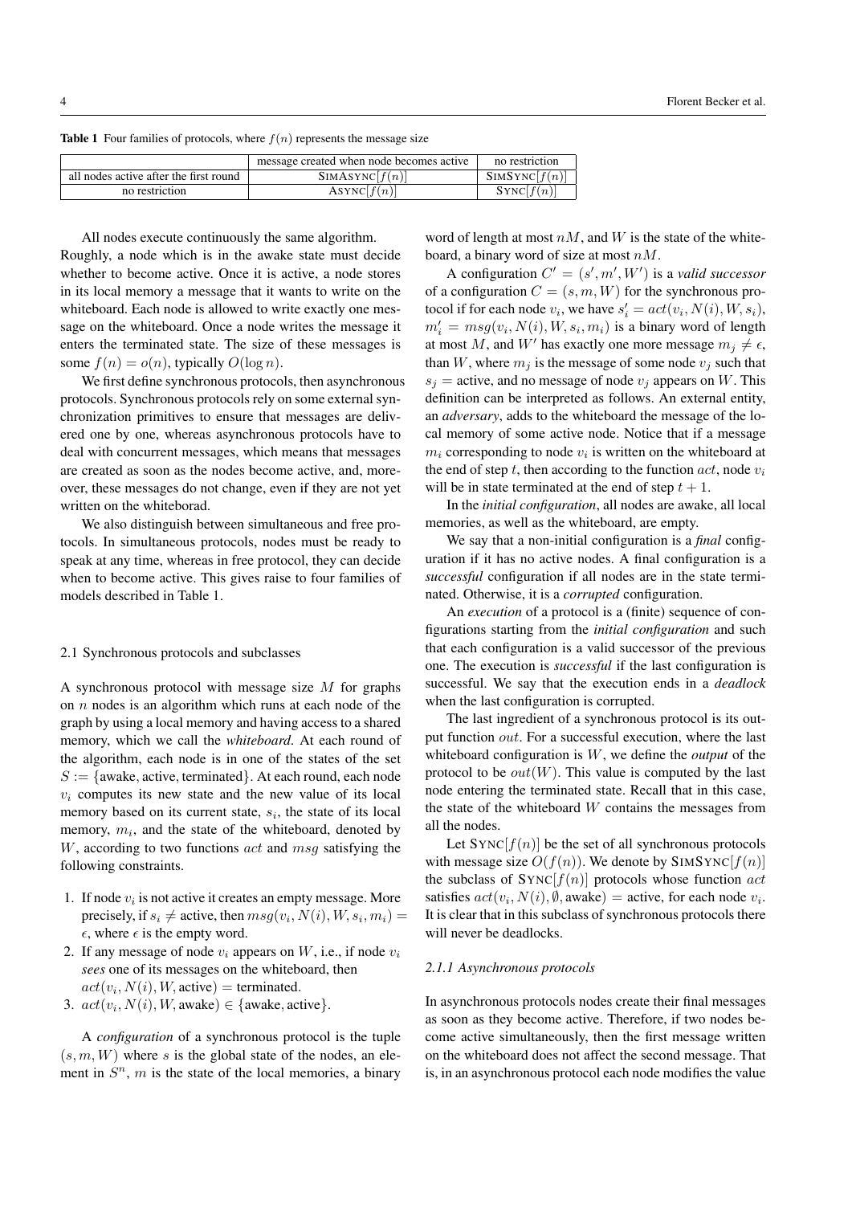**Table 1** Four families of protocols, where $f(n)$ represents the message size

| | message created when node becomes active | no restriction |
|---|---|---|
| all nodes active after the first round | SIMASYNC$[f(n)]$ | SIMSYNC$[f(n)]$ |
| no restriction | ASYNC$[f(n)]$ | SYNC$[f(n)]$ |

All nodes execute continuously the same algorithm. Roughly, a node which is in the awake state must decide whether to become active. Once it is active, a node stores in its local memory a message that it wants to write on the whiteboard. Each node is allowed to write exactly one message on the whiteboard. Once a node writes the message it enters the terminated state. The size of these messages is some $f(n) = o(n)$, typically $O(\log n)$.

We first define synchronous protocols, then asynchronous protocols. Synchronous protocols rely on some external synchronization primitives to ensure that messages are delivered one by one, whereas asynchronous protocols have to deal with concurrent messages, which means that messages are created as soon as the nodes become active, and, moreover, these messages do not change, even if they are not yet written on the whiteborad.

We also distinguish between simultaneous and free protocols. In simultaneous protocols, nodes must be ready to speak at any time, whereas in free protocol, they can decide when to become active. This gives raise to four families of models described in Table 1.

## 2.1 Synchronous protocols and subclasses

A synchronous protocol with message size $M$ for graphs on $n$ nodes is an algorithm which runs at each node of the graph by using a local memory and having access to a shared memory, which we call the *whiteboard*. At each round of the algorithm, each node is in one of the states of the set $S := \{\text{awake}, \text{active}, \text{terminated}\}$. At each round, each node $v_i$ computes its new state and the new value of its local memory based on its current state, $s_i$, the state of its local memory, $m_i$, and the state of the whiteboard, denoted by $W$, according to two functions $act$ and $msg$ satisfying the following constraints.

1. If node $v_i$ is not active it creates an empty message. More precisely, if $s_i \neq$ active, then $msg(v_i, N(i), W, s_i, m_i) = \epsilon$, where $\epsilon$ is the empty word.
2. If any message of node $v_i$ appears on $W$, i.e., if node $v_i$ *sees* one of its messages on the whiteboard, then $act(v_i, N(i), W, \text{active}) = \text{terminated}$.
3. $act(v_i, N(i), W, \text{awake}) \in \{\text{awake}, \text{active}\}$.

A *configuration* of a synchronous protocol is the tuple $(s, m, W)$ where $s$ is the global state of the nodes, an element in $S^n$, $m$ is the state of the local memories, a binary word of length at most $nM$, and $W$ is the state of the whiteboard, a binary word of size at most $nM$.

A configuration $C' = (s', m', W')$ is a *valid successor* of a configuration $C = (s, m, W)$ for the synchronous protocol if for each node $v_i$, we have $s'_i = act(v_i, N(i), W, s_i)$, $m'_i = msg(v_i, N(i), W, s_i, m_i)$ is a binary word of length at most $M$, and $W'$ has exactly one more message $m_j \neq \epsilon$, than $W$, where $m_j$ is the message of some node $v_j$ such that $s_j = \text{active}$, and no message of node $v_j$ appears on $W$. This definition can be interpreted as follows. An external entity, an *adversary*, adds to the whiteboard the message of the local memory of some active node. Notice that if a message $m_i$ corresponding to node $v_i$ is written on the whiteboard at the end of step $t$, then according to the function $act$, node $v_i$ will be in state terminated at the end of step $t + 1$.

In the *initial configuration*, all nodes are awake, all local memories, as well as the whiteboard, are empty.

We say that a non-initial configuration is a *final* configuration if it has no active nodes. A final configuration is a *successful* configuration if all nodes are in the state terminated. Otherwise, it is a *corrupted* configuration.

An *execution* of a protocol is a (finite) sequence of configurations starting from the *initial configuration* and such that each configuration is a valid successor of the previous one. The execution is *successful* if the last configuration is successful. We say that the execution ends in a *deadlock* when the last configuration is corrupted.

The last ingredient of a synchronous protocol is its output function $out$. For a successful execution, where the last whiteboard configuration is $W$, we define the *output* of the protocol to be $out(W)$. This value is computed by the last node entering the terminated state. Recall that in this case, the state of the whiteboard $W$ contains the messages from all the nodes.

Let SYNC$[f(n)]$ be the set of all synchronous protocols with message size $O(f(n))$. We denote by SIMSYNC$[f(n)]$ the subclass of SYNC$[f(n)]$ protocols whose function $act$ satisfies $act(v_i, N(i), \emptyset, \text{awake}) = \text{active}$, for each node $v_i$. It is clear that in this subclass of synchronous protocols there will never be deadlocks.

### 2.1.1 Asynchronous protocols

In asynchronous protocols nodes create their final messages as soon as they become active. Therefore, if two nodes become active simultaneously, then the first message written on the whiteboard does not affect the second message. That is, in an asynchronous protocol each node modifies the value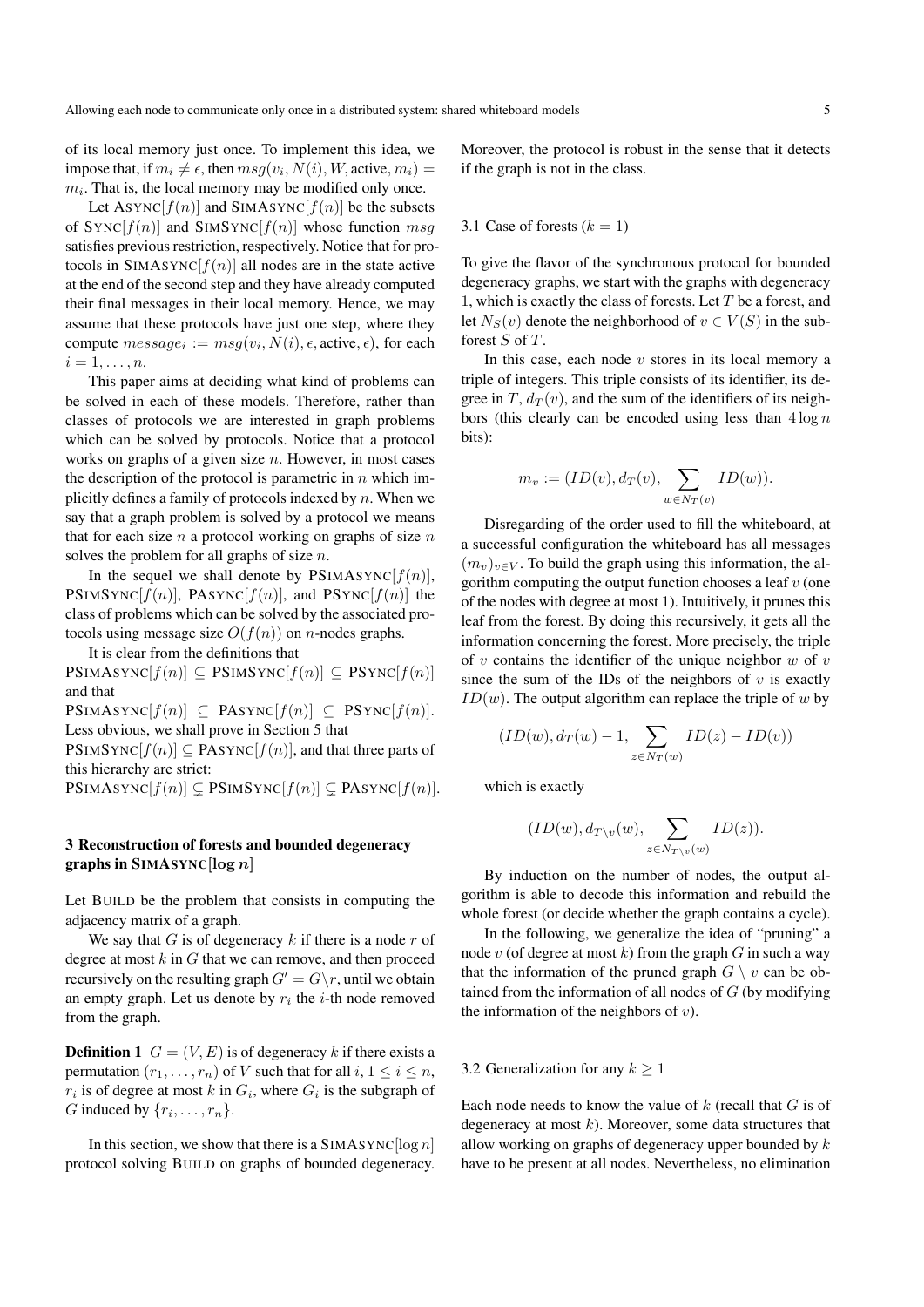of its local memory just once. To implement this idea, we impose that, if $m_i \neq \epsilon$, then $msg(v_i, N(i), W, \text{active}, m_i) = m_i$. That is, the local memory may be modified only once.

Let ASYNC$[f(n)]$ and SIMASYNC$[f(n)]$ be the subsets of SYNC$[f(n)]$ and SIMSYNC$[f(n)]$ whose function $msg$ satisfies previous restriction, respectively. Notice that for protocols in SIMASYNC$[f(n)]$ all nodes are in the state active at the end of the second step and they have already computed their final messages in their local memory. Hence, we may assume that these protocols have just one step, where they compute $message_i := msg(v_i, N(i), \epsilon, \text{active}, \epsilon)$, for each $i = 1, \ldots, n$.

This paper aims at deciding what kind of problems can be solved in each of these models. Therefore, rather than classes of protocols we are interested in graph problems which can be solved by protocols. Notice that a protocol works on graphs of a given size $n$. However, in most cases the description of the protocol is parametric in $n$ which implicitly defines a family of protocols indexed by $n$. When we say that a graph problem is solved by a protocol we mean that for each size $n$ a protocol working on graphs of size $n$ solves the problem for all graphs of size $n$.

In the sequel we shall denote by PSIMASYNC$[f(n)]$, PSIMSYNC$[f(n)]$, PASYNC$[f(n)]$, and PSYNC$[f(n)]$ the class of problems which can be solved by the associated protocols using message size $O(f(n))$ on $n$-nodes graphs.

It is clear from the definitions that
PSIMASYNC$[f(n)] \subseteq$ PSIMSYNC$[f(n)] \subseteq$ PSYNC$[f(n)]$ and that
PSIMASYNC$[f(n)] \subseteq$ PASYNC$[f(n)] \subseteq$ PSYNC$[f(n)]$.
Less obvious, we shall prove in Section 5 that
PSIMSYNC$[f(n)] \subseteq$ PASYNC$[f(n)]$, and that three parts of this hierarchy are strict:
PSIMASYNC$[f(n)] \subsetneq$ PSIMSYNC$[f(n)] \subsetneq$ PASYNC$[f(n)]$.

## 3 Reconstruction of forests and bounded degeneracy graphs in SIMASYNC$[\log n]$

Let BUILD be the problem that consists in computing the adjacency matrix of a graph.

We say that $G$ is of degeneracy $k$ if there is a node $r$ of degree at most $k$ in $G$ that we can remove, and then proceed recursively on the resulting graph $G' = G \backslash r$, until we obtain an empty graph. Let us denote by $r_i$ the $i$-th node removed from the graph.

**Definition 1** $G = (V, E)$ is of degeneracy $k$ if there exists a permutation $(r_1, \ldots, r_n)$ of $V$ such that for all $i$, $1 \leq i \leq n$, $r_i$ is of degree at most $k$ in $G_i$, where $G_i$ is the subgraph of $G$ induced by $\{r_i, \ldots, r_n\}$.

In this section, we show that there is a SIMASYNC$[\log n]$ protocol solving BUILD on graphs of bounded degeneracy. Moreover, the protocol is robust in the sense that it detects if the graph is not in the class.

### 3.1 Case of forests ($k = 1$)

To give the flavor of the synchronous protocol for bounded degeneracy graphs, we start with the graphs with degeneracy 1, which is exactly the class of forests. Let $T$ be a forest, and let $N_S(v)$ denote the neighborhood of $v \in V(S)$ in the subforest $S$ of $T$.

In this case, each node $v$ stores in its local memory a triple of integers. This triple consists of its identifier, its degree in $T$, $d_T(v)$, and the sum of the identifiers of its neighbors (this clearly can be encoded using less than $4 \log n$ bits):

$$m_v := (ID(v), d_T(v), \sum_{w \in N_T(v)} ID(w)).$$

Disregarding of the order used to fill the whiteboard, at a successful configuration the whiteboard has all messages $(m_v)_{v \in V}$. To build the graph using this information, the algorithm computing the output function chooses a leaf $v$ (one of the nodes with degree at most 1). Intuitively, it prunes this leaf from the forest. By doing this recursively, it gets all the information concerning the forest. More precisely, the triple of $v$ contains the identifier of the unique neighbor $w$ of $v$ since the sum of the IDs of the neighbors of $v$ is exactly $ID(w)$. The output algorithm can replace the triple of $w$ by

$$(ID(w), d_T(w) - 1, \sum_{z \in N_T(w)} ID(z) - ID(v))$$

which is exactly

$$(ID(w), d_{T \backslash v}(w), \sum_{z \in N_{T \backslash v}(w)} ID(z)).$$

By induction on the number of nodes, the output algorithm is able to decode this information and rebuild the whole forest (or decide whether the graph contains a cycle).

In the following, we generalize the idea of "pruning" a node $v$ (of degree at most $k$) from the graph $G$ in such a way that the information of the pruned graph $G \setminus v$ can be obtained from the information of all nodes of $G$ (by modifying the information of the neighbors of $v$).

### 3.2 Generalization for any $k \geq 1$

Each node needs to know the value of $k$ (recall that $G$ is of degeneracy at most $k$). Moreover, some data structures that allow working on graphs of degeneracy upper bounded by $k$ have to be present at all nodes. Nevertheless, no elimination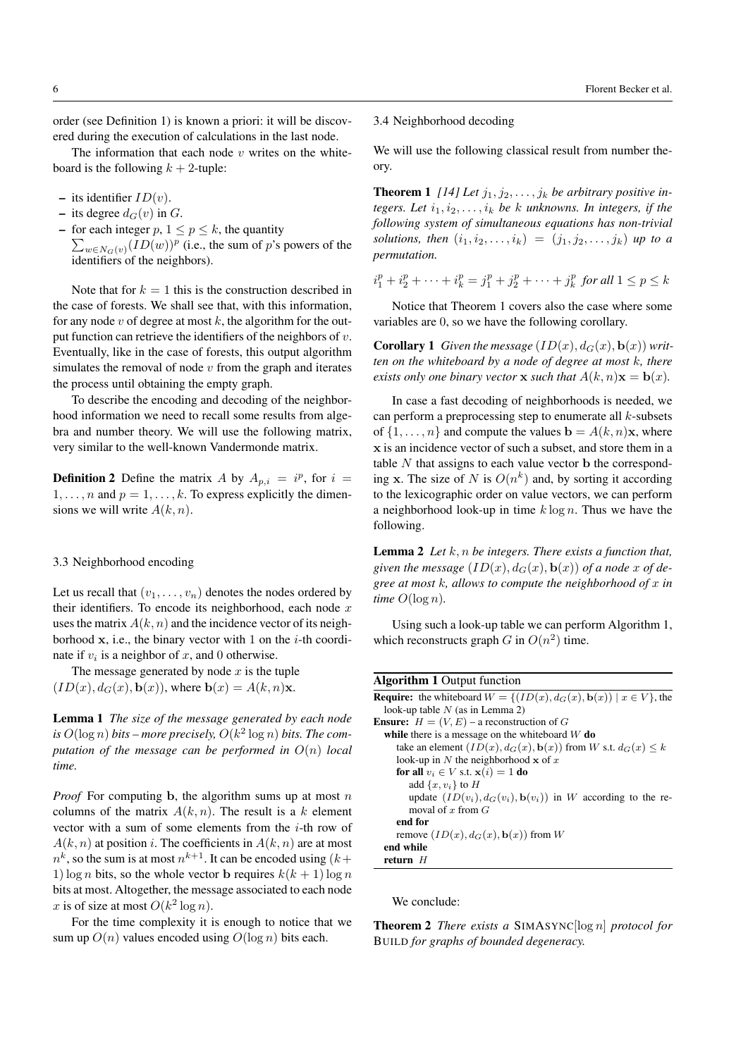order (see Definition 1) is known a priori: it will be discovered during the execution of calculations in the last node.

The information that each node $v$ writes on the whiteboard is the following $k+2$-tuple:

- its identifier $ID(v)$.
- its degree $d_G(v)$ in $G$.
- for each integer $p$, $1 \leq p \leq k$, the quantity $\sum_{w \in N_G(v)} (ID(w))^p$ (i.e., the sum of $p$'s powers of the identifiers of the neighbors).

Note that for $k = 1$ this is the construction described in the case of forests. We shall see that, with this information, for any node $v$ of degree at most $k$, the algorithm for the output function can retrieve the identifiers of the neighbors of $v$. Eventually, like in the case of forests, this output algorithm simulates the removal of node $v$ from the graph and iterates the process until obtaining the empty graph.

To describe the encoding and decoding of the neighborhood information we need to recall some results from algebra and number theory. We will use the following matrix, very similar to the well-known Vandermonde matrix.

**Definition 2** Define the matrix $A$ by $A_{p,i} = i^p$, for $i = 1, \ldots, n$ and $p = 1, \ldots, k$. To express explicitly the dimensions we will write $A(k, n)$.

### 3.3 Neighborhood encoding

Let us recall that $(v_1, \ldots, v_n)$ denotes the nodes ordered by their identifiers. To encode its neighborhood, each node $x$ uses the matrix $A(k, n)$ and the incidence vector of its neighborhood $\mathbf{x}$, i.e., the binary vector with 1 on the $i$-th coordinate if $v_i$ is a neighbor of $x$, and 0 otherwise.

The message generated by node $x$ is the tuple $(ID(x), d_G(x), \mathbf{b}(x))$, where $\mathbf{b}(x) = A(k, n)\mathbf{x}$.

**Lemma 1** *The size of the message generated by each node is $O(\log n)$ bits – more precisely, $O(k^2 \log n)$ bits. The computation of the message can be performed in $O(n)$ local time.*

*Proof* For computing $\mathbf{b}$, the algorithm sums up at most $n$ columns of the matrix $A(k, n)$. The result is a $k$ element vector with a sum of some elements from the $i$-th row of $A(k, n)$ at position $i$. The coefficients in $A(k, n)$ are at most $n^k$, so the sum is at most $n^{k+1}$. It can be encoded using $(k+1)\log n$ bits, so the whole vector $\mathbf{b}$ requires $k(k+1)\log n$ bits at most. Altogether, the message associated to each node $x$ is of size at most $O(k^2 \log n)$.

For the time complexity it is enough to notice that we sum up $O(n)$ values encoded using $O(\log n)$ bits each.

### 3.4 Neighborhood decoding

We will use the following classical result from number theory.

**Theorem 1** [14] *Let $j_1, j_2, \ldots, j_k$ be arbitrary positive integers. Let $i_1, i_2, \ldots, i_k$ be $k$ unknowns. In integers, if the following system of simultaneous equations has non-trivial solutions, then $(i_1, i_2, \ldots, i_k) = (j_1, j_2, \ldots, j_k)$ up to a permutation.*

$$i_1^p + i_2^p + \cdots + i_k^p = j_1^p + j_2^p + \cdots + j_k^p \text{ for all } 1 \leq p \leq k$$

Notice that Theorem 1 covers also the case where some variables are 0, so we have the following corollary.

**Corollary 1** *Given the message $(ID(x), d_G(x), \mathbf{b}(x))$ written on the whiteboard by a node of degree at most $k$, there exists only one binary vector $\mathbf{x}$ such that $A(k, n)\mathbf{x} = \mathbf{b}(x)$.*

In case a fast decoding of neighborhoods is needed, we can perform a preprocessing step to enumerate all $k$-subsets of $\{1, \ldots, n\}$ and compute the values $\mathbf{b} = A(k, n)\mathbf{x}$, where $\mathbf{x}$ is an incidence vector of such a subset, and store them in a table $N$ that assigns to each value vector $\mathbf{b}$ the corresponding $\mathbf{x}$. The size of $N$ is $O(n^k)$ and, by sorting it according to the lexicographic order on value vectors, we can perform a neighborhood look-up in time $k \log n$. Thus we have the following.

**Lemma 2** *Let $k, n$ be integers. There exists a function that, given the message $(ID(x), d_G(x), \mathbf{b}(x))$ of a node $x$ of degree at most $k$, allows to compute the neighborhood of $x$ in time $O(\log n)$.*

Using such a look-up table we can perform Algorithm 1, which reconstructs graph $G$ in $O(n^2)$ time.

**Algorithm 1** Output function

```
Require: the whiteboard W = {(ID(x), d_G(x), b(x)) | x ∈ V}, the look-up table N (as in Lemma 2)
Ensure: H = (V, E) – a reconstruction of G
  while there is a message on the whiteboard W do
    take an element (ID(x), d_G(x), b(x)) from W s.t. d_G(x) ≤ k
    look-up in N the neighborhood x of x
    for all v_i ∈ V s.t. x(i) = 1 do
      add {x, v_i} to H
      update (ID(v_i), d_G(v_i), b(v_i)) in W according to the removal of x from G
    end for
    remove (ID(x), d_G(x), b(x)) from W
  end while
  return H
```

We conclude:

**Theorem 2** *There exists a* SIMASYNC$[\log n]$ *protocol for* BUILD *for graphs of bounded degeneracy.*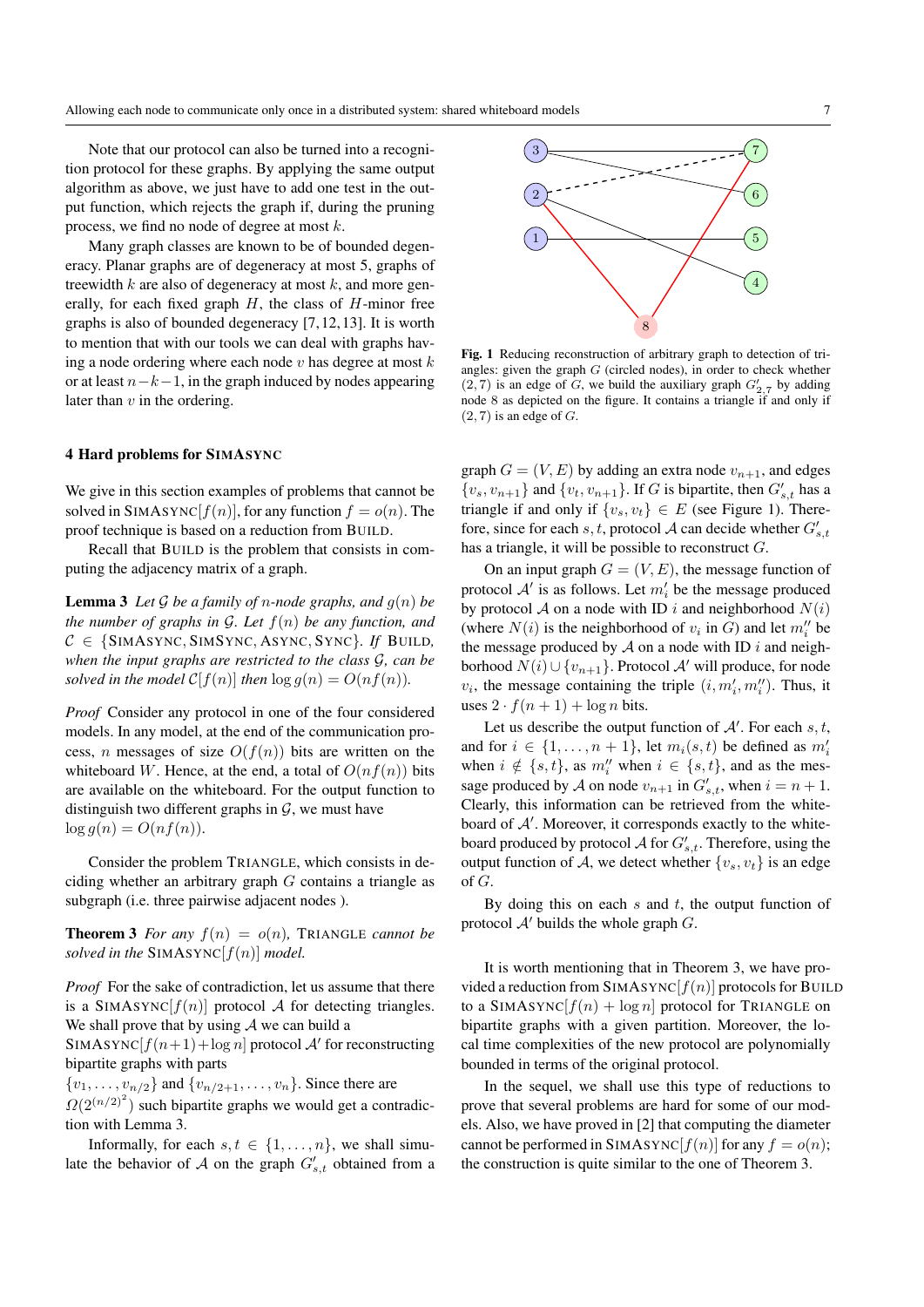Note that our protocol can also be turned into a recognition protocol for these graphs. By applying the same output algorithm as above, we just have to add one test in the output function, which rejects the graph if, during the pruning process, we find no node of degree at most $k$.

Many graph classes are known to be of bounded degeneracy. Planar graphs are of degeneracy at most 5, graphs of treewidth $k$ are also of degeneracy at most $k$, and more generally, for each fixed graph $H$, the class of $H$-minor free graphs is also of bounded degeneracy [7,12,13]. It is worth to mention that with our tools we can deal with graphs having a node ordering where each node $v$ has degree at most $k$ or at least $n-k-1$, in the graph induced by nodes appearing later than $v$ in the ordering.

## 4 Hard problems for SIMASYNC

We give in this section examples of problems that cannot be solved in SIMASYNC$[f(n)]$, for any function $f = o(n)$. The proof technique is based on a reduction from BUILD.

Recall that BUILD is the problem that consists in computing the adjacency matrix of a graph.

**Lemma 3** *Let $\mathcal{G}$ be a family of $n$-node graphs, and $g(n)$ be the number of graphs in $\mathcal{G}$. Let $f(n)$ be any function, and $\mathcal{C} \in \{$SIMASYNC, SIMSYNC, ASYNC, SYNC$\}$. If* BUILD, *when the input graphs are restricted to the class $\mathcal{G}$, can be solved in the model $\mathcal{C}[f(n)]$ then $\log g(n) = O(nf(n))$.*

*Proof* Consider any protocol in one of the four considered models. In any model, at the end of the communication process, $n$ messages of size $O(f(n))$ bits are written on the whiteboard $W$. Hence, at the end, a total of $O(nf(n))$ bits are available on the whiteboard. For the output function to distinguish two different graphs in $\mathcal{G}$, we must have $\log g(n) = O(nf(n))$.

Consider the problem TRIANGLE, which consists in deciding whether an arbitrary graph $G$ contains a triangle as subgraph (i.e. three pairwise adjacent nodes ).

**Theorem 3** *For any $f(n) = o(n)$,* TRIANGLE *cannot be solved in the* SIMASYNC$[f(n)]$ *model.*

*Proof* For the sake of contradiction, let us assume that there is a SIMASYNC$[f(n)]$ protocol $\mathcal{A}$ for detecting triangles. We shall prove that by using $\mathcal{A}$ we can build a SIMASYNC$[f(n+1)+\log n]$ protocol $\mathcal{A}'$ for reconstructing bipartite graphs with parts $\{v_1, \ldots, v_{n/2}\}$ and $\{v_{n/2+1}, \ldots, v_n\}$. Since there are $\Omega(2^{(n/2)^2})$ such bipartite graphs we would get a contradiction with Lemma 3.

Informally, for each $s, t \in \{1, \ldots, n\}$, we shall simulate the behavior of $\mathcal{A}$ on the graph $G'_{s,t}$ obtained from a graph $G = (V, E)$ by adding an extra node $v_{n+1}$, and edges $\{v_s, v_{n+1}\}$ and $\{v_t, v_{n+1}\}$. If $G$ is bipartite, then $G'_{s,t}$ has a triangle if and only if $\{v_s, v_t\} \in E$ (see Figure 1). Therefore, since for each $s, t$, protocol $\mathcal{A}$ can decide whether $G'_{s,t}$ has a triangle, it will be possible to reconstruct $G$.

Fig. 1 Reducing reconstruction of arbitrary graph to detection of triangles: given the graph $G$ (circled nodes), in order to check whether $(2, 7)$ is an edge of $G$, we build the auxiliary graph $G'_{2,7}$ by adding node 8 as depicted on the figure. It contains a triangle if and only if $(2, 7)$ is an edge of $G$.

On an input graph $G = (V, E)$, the message function of protocol $\mathcal{A}'$ is as follows. Let $m'_i$ be the message produced by protocol $\mathcal{A}$ on a node with ID $i$ and neighborhood $N(i)$ (where $N(i)$ is the neighborhood of $v_i$ in $G$) and let $m''_i$ be the message produced by $\mathcal{A}$ on a node with ID $i$ and neighborhood $N(i) \cup \{v_{n+1}\}$. Protocol $\mathcal{A}'$ will produce, for node $v_i$, the message containing the triple $(i, m'_i, m''_i)$. Thus, it uses $2 \cdot f(n+1) + \log n$ bits.

Let us describe the output function of $\mathcal{A}'$. For each $s, t$, and for $i \in \{1, \ldots, n+1\}$, let $m_i(s, t)$ be defined as $m'_i$ when $i \notin \{s, t\}$, as $m''_i$ when $i \in \{s, t\}$, and as the message produced by $\mathcal{A}$ on node $v_{n+1}$ in $G'_{s,t}$, when $i = n+1$. Clearly, this information can be retrieved from the whiteboard of $\mathcal{A}'$. Moreover, it corresponds exactly to the whiteboard produced by protocol $\mathcal{A}$ for $G'_{s,t}$. Therefore, using the output function of $\mathcal{A}$, we detect whether $\{v_s, v_t\}$ is an edge of $G$.

By doing this on each $s$ and $t$, the output function of protocol $\mathcal{A}'$ builds the whole graph $G$.

It is worth mentioning that in Theorem 3, we have provided a reduction from SIMASYNC$[f(n)]$ protocols for BUILD to a SIMASYNC$[f(n) + \log n]$ protocol for TRIANGLE on bipartite graphs with a given partition. Moreover, the local time complexities of the new protocol are polynomially bounded in terms of the original protocol.

In the sequel, we shall use this type of reductions to prove that several problems are hard for some of our models. Also, we have proved in [2] that computing the diameter cannot be performed in SIMASYNC$[f(n)]$ for any $f = o(n)$; the construction is quite similar to the one of Theorem 3.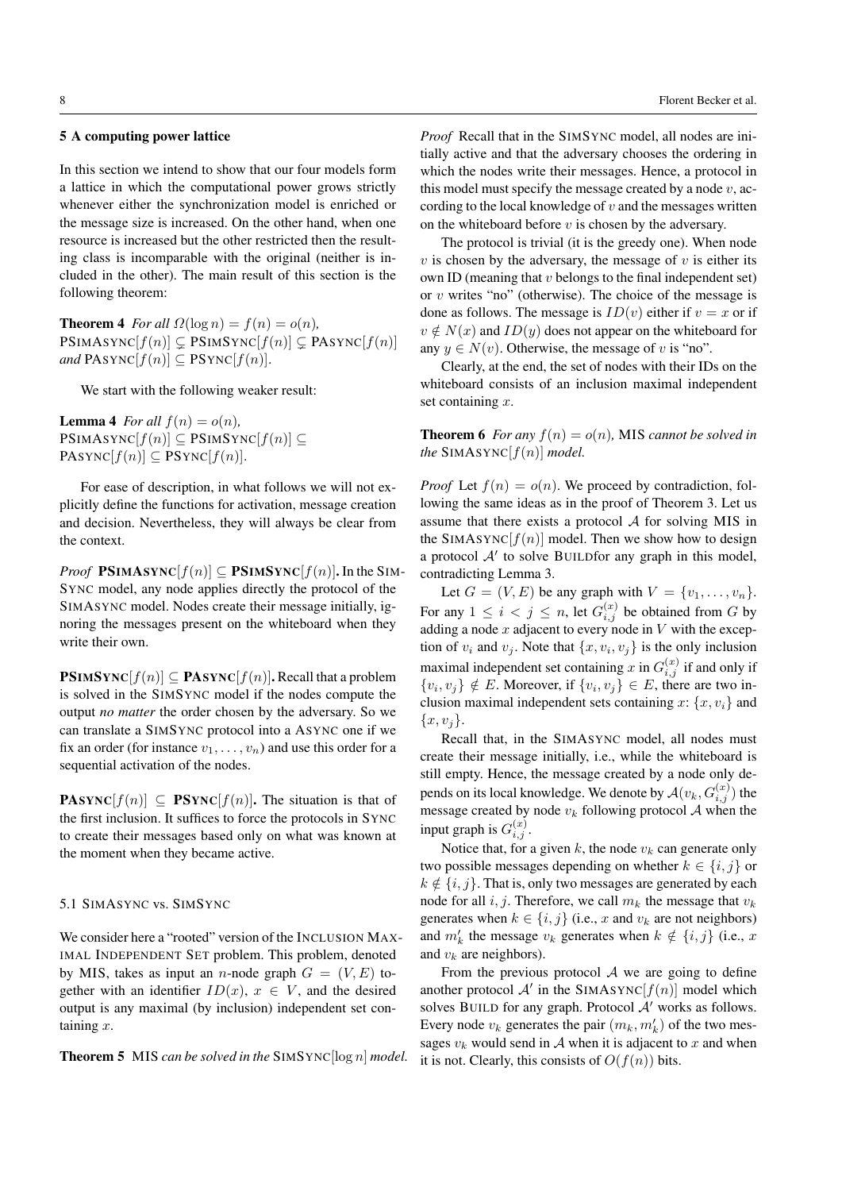## 5 A computing power lattice

In this section we intend to show that our four models form a lattice in which the computational power grows strictly whenever either the synchronization model is enriched or the message size is increased. On the other hand, when one resource is increased but the other restricted then the resulting class is incomparable with the original (neither is included in the other). The main result of this section is the following theorem:

**Theorem 4** *For all $\Omega(\log n) = f(n) = o(n)$,* $\text{PSIMASYNC}[f(n)] \subsetneq \text{PSIMSYNC}[f(n)] \subsetneq \text{PASYNC}[f(n)]$ *and* $\text{PASYNC}[f(n)] \subseteq \text{PSYNC}[f(n)]$.

We start with the following weaker result:

**Lemma 4** *For all $f(n) = o(n)$,* $\text{PSIMASYNC}[f(n)] \subseteq \text{PSIMSYNC}[f(n)] \subseteq \text{PASYNC}[f(n)] \subseteq \text{PSYNC}[f(n)]$.

For ease of description, in what follows we will not explicitly define the functions for activation, message creation and decision. Nevertheless, they will always be clear from the context.

*Proof* **$\text{PSIMASYNC}[f(n)] \subseteq \text{PSIMSYNC}[f(n)]$.** In the SIMSYNC model, any node applies directly the protocol of the SIMASYNC model. Nodes create their message initially, ignoring the messages present on the whiteboard when they write their own.

**$\text{PSIMSYNC}[f(n)] \subseteq \text{PASYNC}[f(n)]$.** Recall that a problem is solved in the SIMSYNC model if the nodes compute the output *no matter* the order chosen by the adversary. So we can translate a SIMSYNC protocol into a ASYNC one if we fix an order (for instance $v_1, \ldots, v_n$) and use this order for a sequential activation of the nodes.

**$\text{PASYNC}[f(n)] \subseteq \text{PSYNC}[f(n)]$.** The situation is that of the first inclusion. It suffices to force the protocols in SYNC to create their messages based only on what was known at the moment when they became active.

### 5.1 SIMASYNC vs. SIMSYNC

We consider here a "rooted" version of the INCLUSION MAXIMAL INDEPENDENT SET problem. This problem, denoted by MIS, takes as input an $n$-node graph $G = (V, E)$ together with an identifier $ID(x)$, $x \in V$, and the desired output is any maximal (by inclusion) independent set containing $x$.

**Theorem 5** MIS *can be solved in the* SIMSYNC$[\log n]$ *model.*

*Proof* Recall that in the SIMSYNC model, all nodes are initially active and that the adversary chooses the ordering in which the nodes write their messages. Hence, a protocol in this model must specify the message created by a node $v$, according to the local knowledge of $v$ and the messages written on the whiteboard before $v$ is chosen by the adversary.

The protocol is trivial (it is the greedy one). When node $v$ is chosen by the adversary, the message of $v$ is either its own ID (meaning that $v$ belongs to the final independent set) or $v$ writes "no" (otherwise). The choice of the message is done as follows. The message is $ID(v)$ either if $v = x$ or if $v \notin N(x)$ and $ID(y)$ does not appear on the whiteboard for any $y \in N(v)$. Otherwise, the message of $v$ is "no".

Clearly, at the end, the set of nodes with their IDs on the whiteboard consists of an inclusion maximal independent set containing $x$.

**Theorem 6** *For any $f(n) = o(n)$,* MIS *cannot be solved in the* SIMASYNC$[f(n)]$ *model.*

*Proof* Let $f(n) = o(n)$. We proceed by contradiction, following the same ideas as in the proof of Theorem 3. Let us assume that there exists a protocol $\mathcal{A}$ for solving MIS in the SIMASYNC$[f(n)]$ model. Then we show how to design a protocol $\mathcal{A}'$ to solve BUILDfor any graph in this model, contradicting Lemma 3.

Let $G = (V, E)$ be any graph with $V = \{v_1, \ldots, v_n\}$. For any $1 \leq i < j \leq n$, let $G_{i,j}^{(x)}$ be obtained from $G$ by adding a node $x$ adjacent to every node in $V$ with the exception of $v_i$ and $v_j$. Note that $\{x, v_i, v_j\}$ is the only inclusion maximal independent set containing $x$ in $G_{i,j}^{(x)}$ if and only if $\{v_i, v_j\} \notin E$. Moreover, if $\{v_i, v_j\} \in E$, there are two inclusion maximal independent sets containing $x$: $\{x, v_i\}$ and $\{x, v_j\}$.

Recall that, in the SIMASYNC model, all nodes must create their message initially, i.e., while the whiteboard is still empty. Hence, the message created by a node only depends on its local knowledge. We denote by $\mathcal{A}(v_k, G_{i,j}^{(x)})$ the message created by node $v_k$ following protocol $\mathcal{A}$ when the input graph is $G_{i,j}^{(x)}$.

Notice that, for a given $k$, the node $v_k$ can generate only two possible messages depending on whether $k \in \{i, j\}$ or $k \notin \{i, j\}$. That is, only two messages are generated by each node for all $i, j$. Therefore, we call $m_k$ the message that $v_k$ generates when $k \in \{i, j\}$ (i.e., $x$ and $v_k$ are not neighbors) and $m'_k$ the message $v_k$ generates when $k \notin \{i, j\}$ (i.e., $x$ and $v_k$ are neighbors).

From the previous protocol $\mathcal{A}$ we are going to define another protocol $\mathcal{A}'$ in the SIMASYNC$[f(n)]$ model which solves BUILD for any graph. Protocol $\mathcal{A}'$ works as follows. Every node $v_k$ generates the pair $(m_k, m'_k)$ of the two messages $v_k$ would send in $\mathcal{A}$ when it is adjacent to $x$ and when it is not. Clearly, this consists of $O(f(n))$ bits.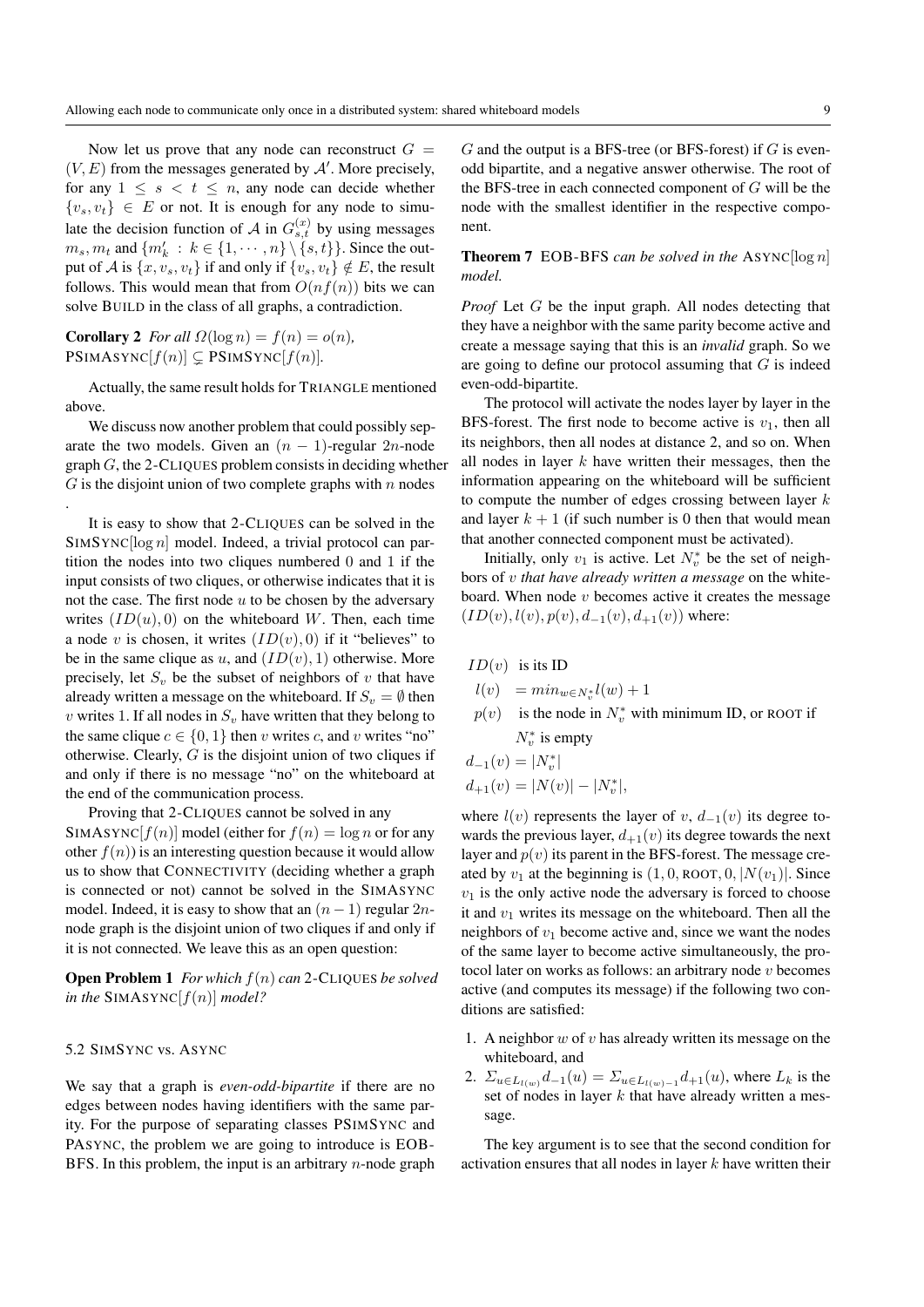Now let us prove that any node can reconstruct $G = (V, E)$ from the messages generated by $\mathcal{A}'$. More precisely, for any $1 \leq s < t \leq n$, any node can decide whether $\{v_s, v_t\} \in E$ or not. It is enough for any node to simulate the decision function of $\mathcal{A}$ in $G^{(x)}_{s,t}$ by using messages $m_s, m_t$ and $\{m'_k : k \in \{1, \cdots, n\} \setminus \{s, t\}\}$. Since the output of $\mathcal{A}$ is $\{x, v_s, v_t\}$ if and only if $\{v_s, v_t\} \notin E$, the result follows. This would mean that from $O(nf(n))$ bits we can solve BUILD in the class of all graphs, a contradiction.

**Corollary 2** *For all $\Omega(\log n) = f(n) = o(n)$, $\text{PSIMASYNC}[f(n)] \subsetneq \text{PSIMSYNC}[f(n)]$.*

Actually, the same result holds for TRIANGLE mentioned above.

We discuss now another problem that could possibly separate the two models. Given an $(n-1)$-regular $2n$-node graph $G$, the 2-CLIQUES problem consists in deciding whether $G$ is the disjoint union of two complete graphs with $n$ nodes .

It is easy to show that 2-CLIQUES can be solved in the $\text{SIMSYNC}[\log n]$ model. Indeed, a trivial protocol can partition the nodes into two cliques numbered 0 and 1 if the input consists of two cliques, or otherwise indicates that it is not the case. The first node $u$ to be chosen by the adversary writes $(ID(u), 0)$ on the whiteboard $W$. Then, each time a node $v$ is chosen, it writes $(ID(v), 0)$ if it "believes" to be in the same clique as $u$, and $(ID(v), 1)$ otherwise. More precisely, let $S_v$ be the subset of neighbors of $v$ that have already written a message on the whiteboard. If $S_v = \emptyset$ then $v$ writes 1. If all nodes in $S_v$ have written that they belong to the same clique $c \in \{0, 1\}$ then $v$ writes $c$, and $v$ writes "no" otherwise. Clearly, $G$ is the disjoint union of two cliques if and only if there is no message "no" on the whiteboard at the end of the communication process.

Proving that 2-CLIQUES cannot be solved in any $\text{SIMASYNC}[f(n)]$ model (either for $f(n) = \log n$ or for any other $f(n)$) is an interesting question because it would allow us to show that CONNECTIVITY (deciding whether a graph is connected or not) cannot be solved in the SIMASYNC model. Indeed, it is easy to show that an $(n-1)$ regular $2n$-node graph is the disjoint union of two cliques if and only if it is not connected. We leave this as an open question:

**Open Problem 1** *For which $f(n)$ can 2-CLIQUES be solved in the $\text{SIMASYNC}[f(n)]$ model?*

### 5.2 SIMSYNC vs. ASYNC

We say that a graph is *even-odd-bipartite* if there are no edges between nodes having identifiers with the same parity. For the purpose of separating classes PSIMSYNC and PASYNC, the problem we are going to introduce is EOB-BFS. In this problem, the input is an arbitrary $n$-node graph $G$ and the output is a BFS-tree (or BFS-forest) if $G$ is even-odd bipartite, and a negative answer otherwise. The root of the BFS-tree in each connected component of $G$ will be the node with the smallest identifier in the respective component.

**Theorem 7** *EOB-BFS can be solved in the $\text{ASYNC}[\log n]$ model.*

*Proof* Let $G$ be the input graph. All nodes detecting that they have a neighbor with the same parity become active and create a message saying that this is an *invalid* graph. So we are going to define our protocol assuming that $G$ is indeed even-odd-bipartite.

The protocol will activate the nodes layer by layer in the BFS-forest. The first node to become active is $v_1$, then all its neighbors, then all nodes at distance 2, and so on. When all nodes in layer $k$ have written their messages, then the information appearing on the whiteboard will be sufficient to compute the number of edges crossing between layer $k$ and layer $k+1$ (if such number is 0 then that would mean that another connected component must be activated).

Initially, only $v_1$ is active. Let $N^*_v$ be the set of neighbors of $v$ *that have already written a message* on the whiteboard. When node $v$ becomes active it creates the message $(ID(v), l(v), p(v), d_{-1}(v), d_{+1}(v))$ where:

$ID(v)$ is its ID

$l(v) = min_{w \in N^*_v} l(w) + 1$

$p(v)$ is the node in $N^*_v$ with minimum ID, or ROOT if $N^*_v$ is empty

$d_{-1}(v) = |N^*_v|$

$d_{+1}(v) = |N(v)| - |N^*_v|$,

where $l(v)$ represents the layer of $v$, $d_{-1}(v)$ its degree towards the previous layer, $d_{+1}(v)$ its degree towards the next layer and $p(v)$ its parent in the BFS-forest. The message created by $v_1$ at the beginning is $(1, 0, \text{ROOT}, 0, |N(v_1)|$. Since $v_1$ is the only active node the adversary is forced to choose it and $v_1$ writes its message on the whiteboard. Then all the neighbors of $v_1$ become active and, since we want the nodes of the same layer to become active simultaneously, the protocol later on works as follows: an arbitrary node $v$ becomes active (and computes its message) if the following two conditions are satisfied:

1. A neighbor $w$ of $v$ has already written its message on the whiteboard, and
2. $\Sigma_{u \in L_{l(w)}} d_{-1}(u) = \Sigma_{u \in L_{l(w)-1}} d_{+1}(u)$, where $L_k$ is the set of nodes in layer $k$ that have already written a message.

The key argument is to see that the second condition for activation ensures that all nodes in layer $k$ have written their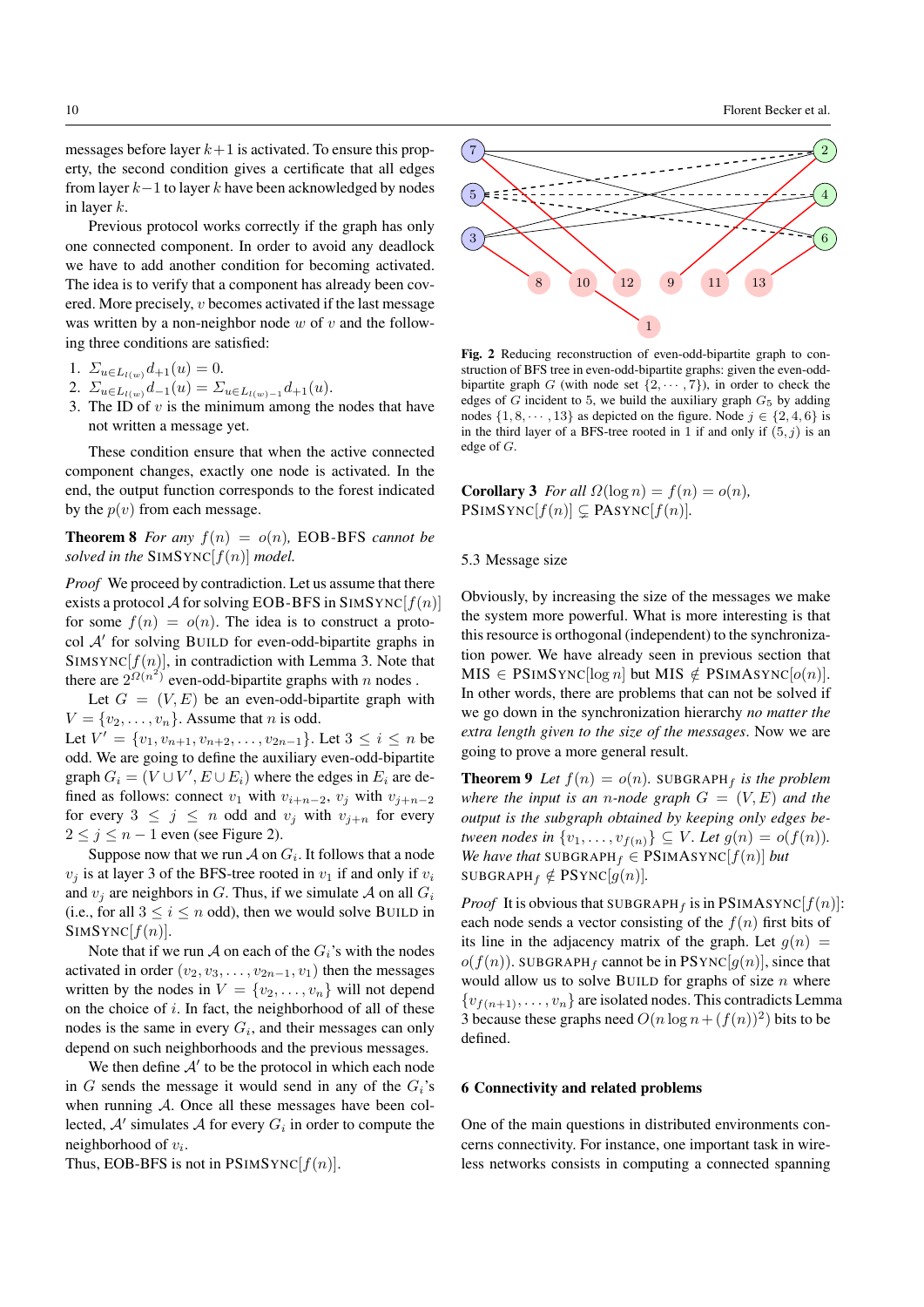messages before layer $k+1$ is activated. To ensure this property, the second condition gives a certificate that all edges from layer $k-1$ to layer $k$ have been acknowledged by nodes in layer $k$.

Previous protocol works correctly if the graph has only one connected component. In order to avoid any deadlock we have to add another condition for becoming activated. The idea is to verify that a component has already been covered. More precisely, $v$ becomes activated if the last message was written by a non-neighbor node $w$ of $v$ and the following three conditions are satisfied:

1. $\Sigma_{u \in L_{l(w)}} d_{+1}(u) = 0$.
2. $\Sigma_{u \in L_{l(w)}} d_{-1}(u) = \Sigma_{u \in L_{l(w)-1}} d_{+1}(u)$.
3. The ID of $v$ is the minimum among the nodes that have not written a message yet.

These condition ensure that when the active connected component changes, exactly one node is activated. In the end, the output function corresponds to the forest indicated by the $p(v)$ from each message.

**Theorem 8** *For any $f(n) = o(n)$, EOB-BFS cannot be solved in the* SIMSYNC$[f(n)]$ *model.*

*Proof* We proceed by contradiction. Let us assume that there exists a protocol $\mathcal{A}$ for solving EOB-BFS in SIMSYNC$[f(n)]$ for some $f(n) = o(n)$. The idea is to construct a protocol $\mathcal{A}'$ for solving BUILD for even-odd-bipartite graphs in SIMSYNC$[f(n)]$, in contradiction with Lemma 3. Note that there are $2^{\Omega(n^2)}$ even-odd-bipartite graphs with $n$ nodes .

Let $G = (V, E)$ be an even-odd-bipartite graph with $V = \{v_2, \ldots, v_n\}$. Assume that $n$ is odd.
Let $V' = \{v_1, v_{n+1}, v_{n+2}, \ldots, v_{2n-1}\}$. Let $3 \leq i \leq n$ be odd. We are going to define the auxiliary even-odd-bipartite graph $G_i = (V \cup V', E \cup E_i)$ where the edges in $E_i$ are defined as follows: connect $v_1$ with $v_{i+n-2}$, $v_j$ with $v_{j+n-2}$ for every $3 \leq j \leq n$ odd and $v_j$ with $v_{j+n}$ for every $2 \leq j \leq n-1$ even (see Figure 2).

Suppose now that we run $\mathcal{A}$ on $G_i$. It follows that a node $v_j$ is at layer 3 of the BFS-tree rooted in $v_1$ if and only if $v_i$ and $v_j$ are neighbors in $G$. Thus, if we simulate $\mathcal{A}$ on all $G_i$ (i.e., for all $3 \leq i \leq n$ odd), then we would solve BUILD in SIMSYNC$[f(n)]$.

Note that if we run $\mathcal{A}$ on each of the $G_i$'s with the nodes activated in order $(v_2, v_3, \ldots, v_{2n-1}, v_1)$ then the messages written by the nodes in $V = \{v_2, \ldots, v_n\}$ will not depend on the choice of $i$. In fact, the neighborhood of all of these nodes is the same in every $G_i$, and their messages can only depend on such neighborhoods and the previous messages.

We then define $\mathcal{A}'$ to be the protocol in which each node in $G$ sends the message it would send in any of the $G_i$'s when running $\mathcal{A}$. Once all these messages have been collected, $\mathcal{A}'$ simulates $\mathcal{A}$ for every $G_i$ in order to compute the neighborhood of $v_i$.
Thus, EOB-BFS is not in PSIMSYNC$[f(n)]$.

**Fig. 2** Reducing reconstruction of even-odd-bipartite graph to construction of BFS tree in even-odd-bipartite graphs: given the even-odd-bipartite graph $G$ (with node set $\{2, \cdots, 7\}$), in order to check the edges of $G$ incident to 5, we build the auxiliary graph $G_5$ by adding nodes $\{1, 8, \cdots, 13\}$ as depicted on the figure. Node $j \in \{2, 4, 6\}$ is in the third layer of a BFS-tree rooted in 1 if and only if $(5, j)$ is an edge of $G$.

**Corollary 3** *For all $\Omega(\log n) = f(n) = o(n)$,* PSIMSYNC$[f(n)] \subsetneq$ PASYNC$[f(n)]$.

### 5.3 Message size

Obviously, by increasing the size of the messages we make the system more powerful. What is more interesting is that this resource is orthogonal (independent) to the synchronization power. We have already seen in previous section that MIS $\in$ PSIMSYNC$[\log n]$ but MIS $\notin$ PSIMASYNC$[o(n)]$. In other words, there are problems that can not be solved if we go down in the synchronization hierarchy *no matter the extra length given to the size of the messages*. Now we are going to prove a more general result.

**Theorem 9** *Let $f(n) = o(n)$.* SUBGRAPH$_f$ *is the problem where the input is an $n$-node graph $G = (V, E)$ and the output is the subgraph obtained by keeping only edges between nodes in $\{v_1, \ldots, v_{f(n)}\} \subseteq V$. Let $g(n) = o(f(n))$. We have that* SUBGRAPH$_f \in$ PSIMASYNC$[f(n)]$ *but* SUBGRAPH$_f \notin$ PSYNC$[g(n)]$.

*Proof* It is obvious that SUBGRAPH$_f$ is in PSIMASYNC$[f(n)]$: each node sends a vector consisting of the $f(n)$ first bits of its line in the adjacency matrix of the graph. Let $g(n) = o(f(n))$. SUBGRAPH$_f$ cannot be in PSYNC$[g(n)]$, since that would allow us to solve BUILD for graphs of size $n$ where $\{v_{f(n+1)}, \ldots, v_n\}$ are isolated nodes. This contradicts Lemma 3 because these graphs need $O(n \log n + (f(n))^2)$ bits to be defined.

## 6 Connectivity and related problems

One of the main questions in distributed environments concerns connectivity. For instance, one important task in wireless networks consists in computing a connected spanning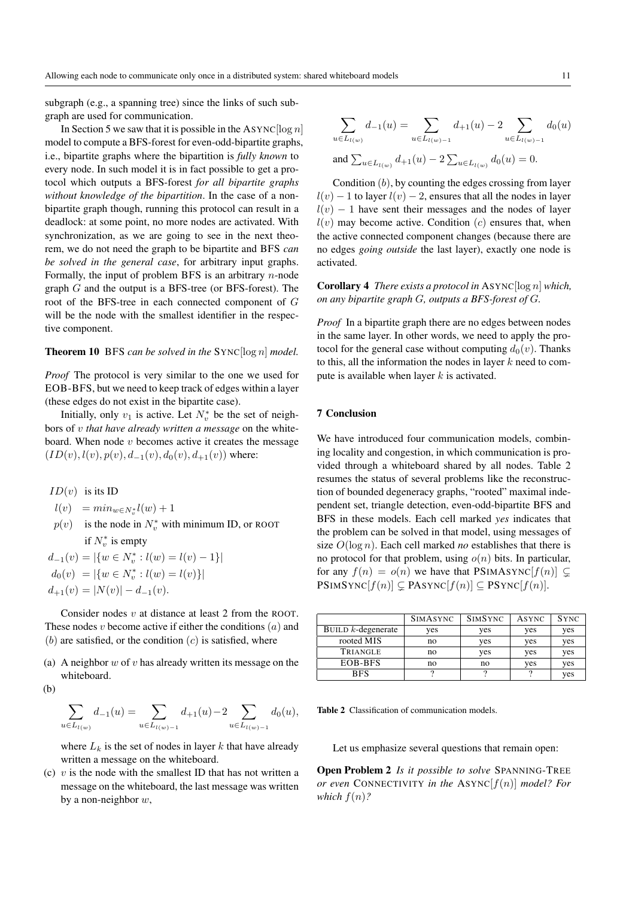subgraph (e.g., a spanning tree) since the links of such subgraph are used for communication.

In Section 5 we saw that it is possible in the ASYNC$[\log n]$ model to compute a BFS-forest for even-odd-bipartite graphs, i.e., bipartite graphs where the bipartition is *fully known* to every node. In such model it is in fact possible to get a protocol which outputs a BFS-forest *for all bipartite graphs without knowledge of the bipartition*. In the case of a non-bipartite graph though, running this protocol can result in a deadlock: at some point, no more nodes are activated. With synchronization, as we are going to see in the next theorem, we do not need the graph to be bipartite and BFS *can be solved in the general case*, for arbitrary input graphs. Formally, the input of problem BFS is an arbitrary $n$-node graph $G$ and the output is a BFS-tree (or BFS-forest). The root of the BFS-tree in each connected component of $G$ will be the node with the smallest identifier in the respective component.

**Theorem 10** BFS *can be solved in the* SYNC$[\log n]$ *model.*

*Proof* The protocol is very similar to the one we used for EOB-BFS, but we need to keep track of edges within a layer (these edges do not exist in the bipartite case).

Initially, only $v_1$ is active. Let $N_v^*$ be the set of neighbors of $v$ *that have already written a message* on the whiteboard. When node $v$ becomes active it creates the message $(ID(v), l(v), p(v), d_{-1}(v), d_0(v), d_{+1}(v))$ where:

$ID(v)$ is its ID

$l(v) \ = min_{w \in N_v^*} l(w) + 1$

$p(v)$ is the node in $N_v^*$ with minimum ID, or ROOT if $N_v^*$ is empty

$d_{-1}(v) = |\{w \in N_v^* : l(w) = l(v) - 1\}|$

$d_0(v) \ = |\{w \in N_v^* : l(w) = l(v)\}|$

$d_{+1}(v) = |N(v)| - d_{-1}(v).$

Consider nodes $v$ at distance at least 2 from the ROOT. These nodes $v$ become active if either the conditions $(a)$ and $(b)$ are satisfied, or the condition $(c)$ is satisfied, where

(a) A neighbor $w$ of $v$ has already written its message on the whiteboard.

(b)
$$\sum_{u \in L_{l(w)}} d_{-1}(u) = \sum_{u \in L_{l(w)-1}} d_{+1}(u) - 2 \sum_{u \in L_{l(w)-1}} d_0(u),$$
where $L_k$ is the set of nodes in layer $k$ that have already written a message on the whiteboard.

(c) $v$ is the node with the smallest ID that has not written a message on the whiteboard, the last message was written by a non-neighbor $w$,
$$\sum_{u \in L_{l(w)}} d_{-1}(u) = \sum_{u \in L_{l(w)-1}} d_{+1}(u) - 2 \sum_{u \in L_{l(w)-1}} d_0(u)$$
and $\sum_{u \in L_{l(w)}} d_{+1}(u) - 2 \sum_{u \in L_{l(w)}} d_0(u) = 0.$

Condition $(b)$, by counting the edges crossing from layer $l(v) - 1$ to layer $l(v) - 2$, ensures that all the nodes in layer $l(v) - 1$ have sent their messages and the nodes of layer $l(v)$ may become active. Condition $(c)$ ensures that, when the active connected component changes (because there are no edges *going outside* the last layer), exactly one node is activated.

**Corollary 4** *There exists a protocol in* ASYNC$[\log n]$ *which, on any bipartite graph $G$, outputs a BFS-forest of $G$.*

*Proof* In a bipartite graph there are no edges between nodes in the same layer. In other words, we need to apply the protocol for the general case without computing $d_0(v)$. Thanks to this, all the information the nodes in layer $k$ need to compute is available when layer $k$ is activated.

## 7 Conclusion

We have introduced four communication models, combining locality and congestion, in which communication is provided through a whiteboard shared by all nodes. Table 2 resumes the status of several problems like the reconstruction of bounded degeneracy graphs, "rooted" maximal independent set, triangle detection, even-odd-bipartite BFS and BFS in these models. Each cell marked *yes* indicates that the problem can be solved in that model, using messages of size $O(\log n)$. Each cell marked *no* establishes that there is no protocol for that problem, using $o(n)$ bits. In particular, for any $f(n) = o(n)$ we have that PSIMASYNC$[f(n)] \subsetneq$ PSIMSYNC$[f(n)] \subsetneq$ PASYNC$[f(n)] \subseteq$ PSYNC$[f(n)]$.

| | SIMASYNC | SIMSYNC | ASYNC | SYNC |
|---|---|---|---|---|
| BUILD $k$-degenerate | yes | yes | yes | yes |
| rooted MIS | no | yes | yes | yes |
| TRIANGLE | no | yes | yes | yes |
| EOB-BFS | no | no | yes | yes |
| BFS | ? | ? | ? | yes |

**Table 2** Classification of communication models.

Let us emphasize several questions that remain open:

**Open Problem 2** *Is it possible to solve* SPANNING-TREE *or even* CONNECTIVITY *in the* ASYNC$[f(n)]$ *model? For which $f(n)$?*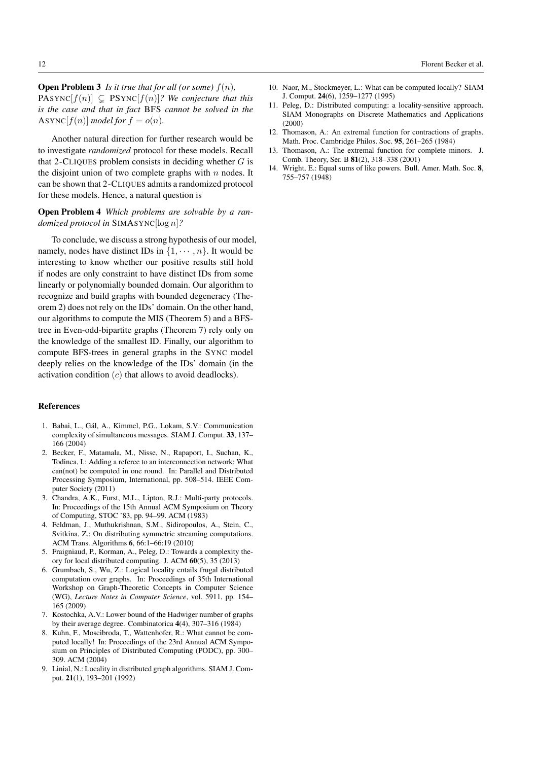**Open Problem 3** *Is it true that for all (or some) $f(n)$, $\text{PASYNC}[f(n)] \subsetneq \text{PSYNC}[f(n)]$? We conjecture that this is the case and that in fact* BFS *cannot be solved in the* $\text{ASYNC}[f(n)]$ *model for $f = o(n)$.*

Another natural direction for further research would be to investigate *randomized* protocol for these models. Recall that 2-CLIQUES problem consists in deciding whether $G$ is the disjoint union of two complete graphs with $n$ nodes. It can be shown that 2-CLIQUES admits a randomized protocol for these models. Hence, a natural question is

**Open Problem 4** *Which problems are solvable by a randomized protocol in* $\text{SIMASYNC}[\log n]$*?*

To conclude, we discuss a strong hypothesis of our model, namely, nodes have distinct IDs in $\{1, \cdots, n\}$. It would be interesting to know whether our positive results still hold if nodes are only constraint to have distinct IDs from some linearly or polynomially bounded domain. Our algorithm to recognize and build graphs with bounded degeneracy (Theorem 2) does not rely on the IDs' domain. On the other hand, our algorithms to compute the MIS (Theorem 5) and a BFS-tree in Even-odd-bipartite graphs (Theorem 7) rely only on the knowledge of the smallest ID. Finally, our algorithm to compute BFS-trees in general graphs in the SYNC model deeply relies on the knowledge of the IDs' domain (in the activation condition $(c)$ that allows to avoid deadlocks).

## References

1. Babai, L., Gál, A., Kimmel, P.G., Lokam, S.V.: Communication complexity of simultaneous messages. SIAM J. Comput. **33**, 137–166 (2004)
2. Becker, F., Matamala, M., Nisse, N., Rapaport, I., Suchan, K., Todinca, I.: Adding a referee to an interconnection network: What can(not) be computed in one round. In: Parallel and Distributed Processing Symposium, International, pp. 508–514. IEEE Computer Society (2011)
3. Chandra, A.K., Furst, M.L., Lipton, R.J.: Multi-party protocols. In: Proceedings of the 15th Annual ACM Symposium on Theory of Computing, STOC '83, pp. 94–99. ACM (1983)
4. Feldman, J., Muthukrishnan, S.M., Sidiropoulos, A., Stein, C., Svitkina, Z.: On distributing symmetric streaming computations. ACM Trans. Algorithms **6**, 66:1–66:19 (2010)
5. Fraigniaud, P., Korman, A., Peleg, D.: Towards a complexity theory for local distributed computing. J. ACM **60**(5), 35 (2013)
6. Grumbach, S., Wu, Z.: Logical locality entails frugal distributed computation over graphs. In: Proceedings of 35th International Workshop on Graph-Theoretic Concepts in Computer Science (WG), *Lecture Notes in Computer Science*, vol. 5911, pp. 154–165 (2009)
7. Kostochka, A.V.: Lower bound of the Hadwiger number of graphs by their average degree. Combinatorica **4**(4), 307–316 (1984)
8. Kuhn, F., Moscibroda, T., Wattenhofer, R.: What cannot be computed locally! In: Proceedings of the 23rd Annual ACM Symposium on Principles of Distributed Computing (PODC), pp. 300–309. ACM (2004)
9. Linial, N.: Locality in distributed graph algorithms. SIAM J. Comput. **21**(1), 193–201 (1992)
10. Naor, M., Stockmeyer, L.: What can be computed locally? SIAM J. Comput. **24**(6), 1259–1277 (1995)
11. Peleg, D.: Distributed computing: a locality-sensitive approach. SIAM Monographs on Discrete Mathematics and Applications (2000)
12. Thomason, A.: An extremal function for contractions of graphs. Math. Proc. Cambridge Philos. Soc. **95**, 261–265 (1984)
13. Thomason, A.: The extremal function for complete minors. J. Comb. Theory, Ser. B **81**(2), 318–338 (2001)
14. Wright, E.: Equal sums of like powers. Bull. Amer. Math. Soc. **8**, 755–757 (1948)